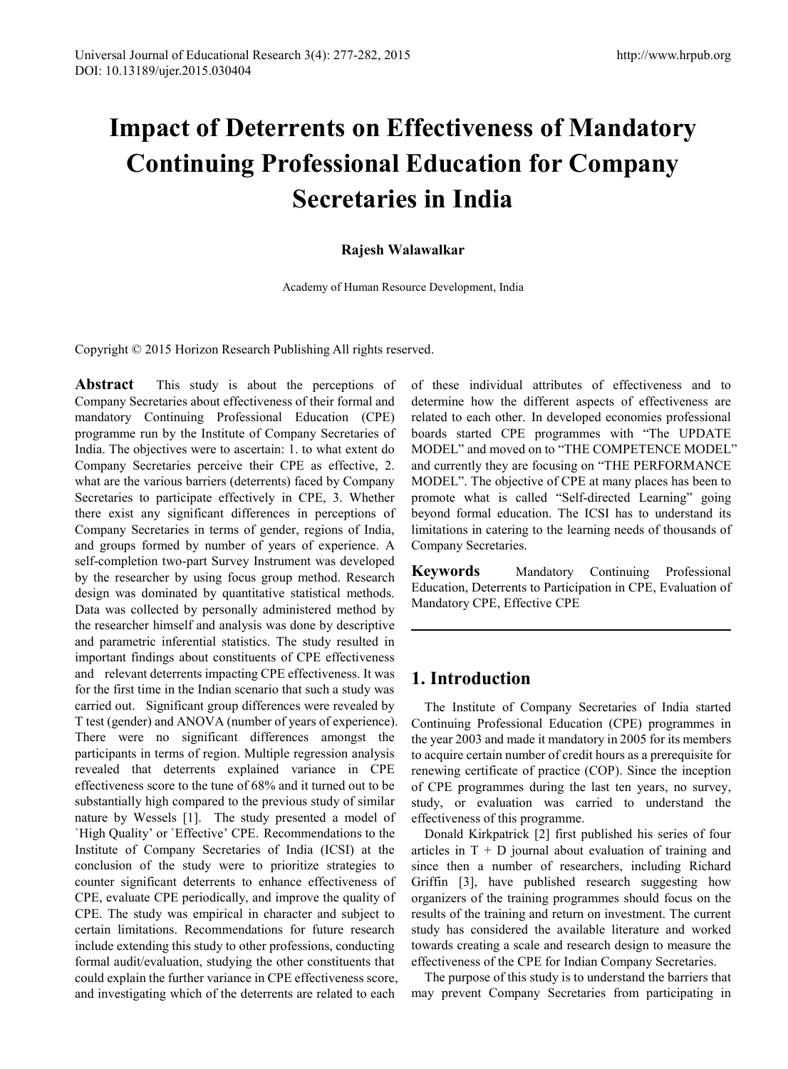# Impact of Deterrents on Effectiveness of Mandatory Continuing Professional Education for Company Secretaries in India

**Rajesh Walawalkar**

Academy of Human Resource Development, India

Copyright © 2015 Horizon Research Publishing All rights reserved.

**Abstract** This study is about the perceptions of Company Secretaries about effectiveness of their formal and mandatory Continuing Professional Education (CPE) programme run by the Institute of Company Secretaries of India. The objectives were to ascertain: 1. to what extent do Company Secretaries perceive their CPE as effective, 2. what are the various barriers (deterrents) faced by Company Secretaries to participate effectively in CPE, 3. Whether there exist any significant differences in perceptions of Company Secretaries in terms of gender, regions of India, and groups formed by number of years of experience. A self-completion two-part Survey Instrument was developed by the researcher by using focus group method. Research design was dominated by quantitative statistical methods. Data was collected by personally administered method by the researcher himself and analysis was done by descriptive and parametric inferential statistics. The study resulted in important findings about constituents of CPE effectiveness and relevant deterrents impacting CPE effectiveness. It was for the first time in the Indian scenario that such a study was carried out. Significant group differences were revealed by T test (gender) and ANOVA (number of years of experience). There were no significant differences amongst the participants in terms of region. Multiple regression analysis revealed that deterrents explained variance in CPE effectiveness score to the tune of 68% and it turned out to be substantially high compared to the previous study of similar nature by Wessels [1]. The study presented a model of `High Quality' or `Effective' CPE. Recommendations to the Institute of Company Secretaries of India (ICSI) at the conclusion of the study were to prioritize strategies to counter significant deterrents to enhance effectiveness of CPE, evaluate CPE periodically, and improve the quality of CPE. The study was empirical in character and subject to certain limitations. Recommendations for future research include extending this study to other professions, conducting formal audit/evaluation, studying the other constituents that could explain the further variance in CPE effectiveness score, and investigating which of the deterrents are related to each of these individual attributes of effectiveness and to determine how the different aspects of effectiveness are related to each other. In developed economies professional boards started CPE programmes with "The UPDATE MODEL" and moved on to "THE COMPETENCE MODEL" and currently they are focusing on "THE PERFORMANCE MODEL". The objective of CPE at many places has been to promote what is called "Self-directed Learning" going beyond formal education. The ICSI has to understand its limitations in catering to the learning needs of thousands of Company Secretaries.

**Keywords** Mandatory Continuing Professional Education, Deterrents to Participation in CPE, Evaluation of Mandatory CPE, Effective CPE

## 1. Introduction

The Institute of Company Secretaries of India started Continuing Professional Education (CPE) programmes in the year 2003 and made it mandatory in 2005 for its members to acquire certain number of credit hours as a prerequisite for renewing certificate of practice (COP). Since the inception of CPE programmes during the last ten years, no survey, study, or evaluation was carried to understand the effectiveness of this programme.

Donald Kirkpatrick [2] first published his series of four articles in T + D journal about evaluation of training and since then a number of researchers, including Richard Griffin [3], have published research suggesting how organizers of the training programmes should focus on the results of the training and return on investment. The current study has considered the available literature and worked towards creating a scale and research design to measure the effectiveness of the CPE for Indian Company Secretaries.

The purpose of this study is to understand the barriers that may prevent Company Secretaries from participating in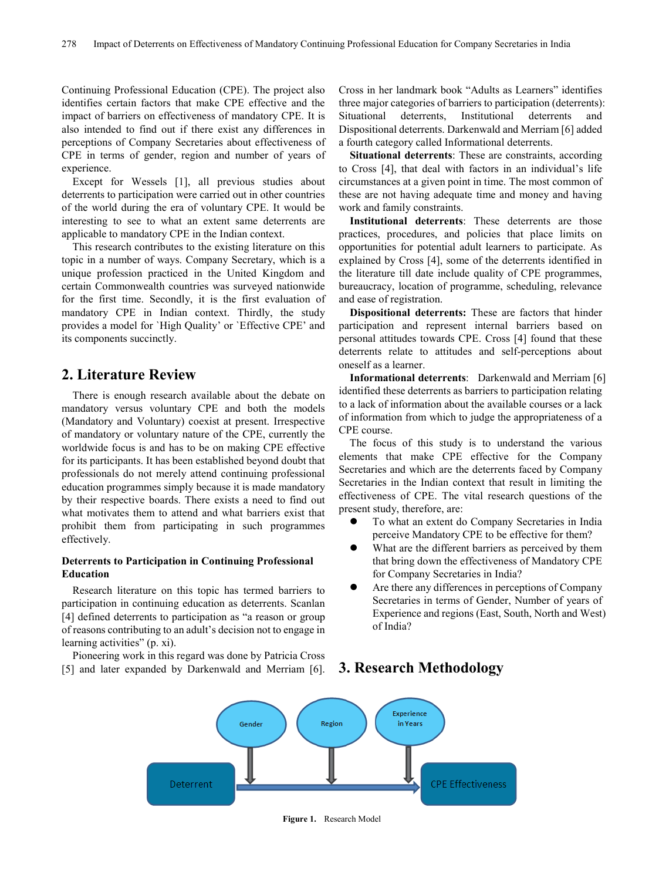Continuing Professional Education (CPE). The project also identifies certain factors that make CPE effective and the impact of barriers on effectiveness of mandatory CPE. It is also intended to find out if there exist any differences in perceptions of Company Secretaries about effectiveness of CPE in terms of gender, region and number of years of experience.

Except for Wessels [1], all previous studies about deterrents to participation were carried out in other countries of the world during the era of voluntary CPE. It would be interesting to see to what an extent same deterrents are applicable to mandatory CPE in the Indian context.

This research contributes to the existing literature on this topic in a number of ways. Company Secretary, which is a unique profession practiced in the United Kingdom and certain Commonwealth countries was surveyed nationwide for the first time. Secondly, it is the first evaluation of mandatory CPE in Indian context. Thirdly, the study provides a model for `High Quality' or `Effective CPE' and its components succinctly.

## 2. Literature Review

There is enough research available about the debate on mandatory versus voluntary CPE and both the models (Mandatory and Voluntary) coexist at present. Irrespective of mandatory or voluntary nature of the CPE, currently the worldwide focus is and has to be on making CPE effective for its participants. It has been established beyond doubt that professionals do not merely attend continuing professional education programmes simply because it is made mandatory by their respective boards. There exists a need to find out what motivates them to attend and what barriers exist that prohibit them from participating in such programmes effectively.

### Deterrents to Participation in Continuing Professional Education

Research literature on this topic has termed barriers to participation in continuing education as deterrents. Scanlan [4] defined deterrents to participation as "a reason or group of reasons contributing to an adult's decision not to engage in learning activities" (p. xi).

Pioneering work in this regard was done by Patricia Cross [5] and later expanded by Darkenwald and Merriam [6]. Cross in her landmark book "Adults as Learners" identifies three major categories of barriers to participation (deterrents): Situational deterrents, Institutional deterrents and Dispositional deterrents. Darkenwald and Merriam [6] added a fourth category called Informational deterrents.

**Situational deterrents**: These are constraints, according to Cross [4], that deal with factors in an individual's life circumstances at a given point in time. The most common of these are not having adequate time and money and having work and family constraints.

**Institutional deterrents**: These deterrents are those practices, procedures, and policies that place limits on opportunities for potential adult learners to participate. As explained by Cross [4], some of the deterrents identified in the literature till date include quality of CPE programmes, bureaucracy, location of programme, scheduling, relevance and ease of registration.

**Dispositional deterrents:** These are factors that hinder participation and represent internal barriers based on personal attitudes towards CPE. Cross [4] found that these deterrents relate to attitudes and self-perceptions about oneself as a learner.

**Informational deterrents**: Darkenwald and Merriam [6] identified these deterrents as barriers to participation relating to a lack of information about the available courses or a lack of information from which to judge the appropriateness of a CPE course.

The focus of this study is to understand the various elements that make CPE effective for the Company Secretaries and which are the deterrents faced by Company Secretaries in the Indian context that result in limiting the effectiveness of CPE. The vital research questions of the present study, therefore, are:

- To what an extent do Company Secretaries in India perceive Mandatory CPE to be effective for them?
- What are the different barriers as perceived by them that bring down the effectiveness of Mandatory CPE for Company Secretaries in India?
- Are there any differences in perceptions of Company Secretaries in terms of Gender, Number of years of Experience and regions (East, South, North and West) of India?

## 3. Research Methodology

Gender | Region | Experience in Years

Deterrent → CPE Effectiveness

**Figure 1.** Research Model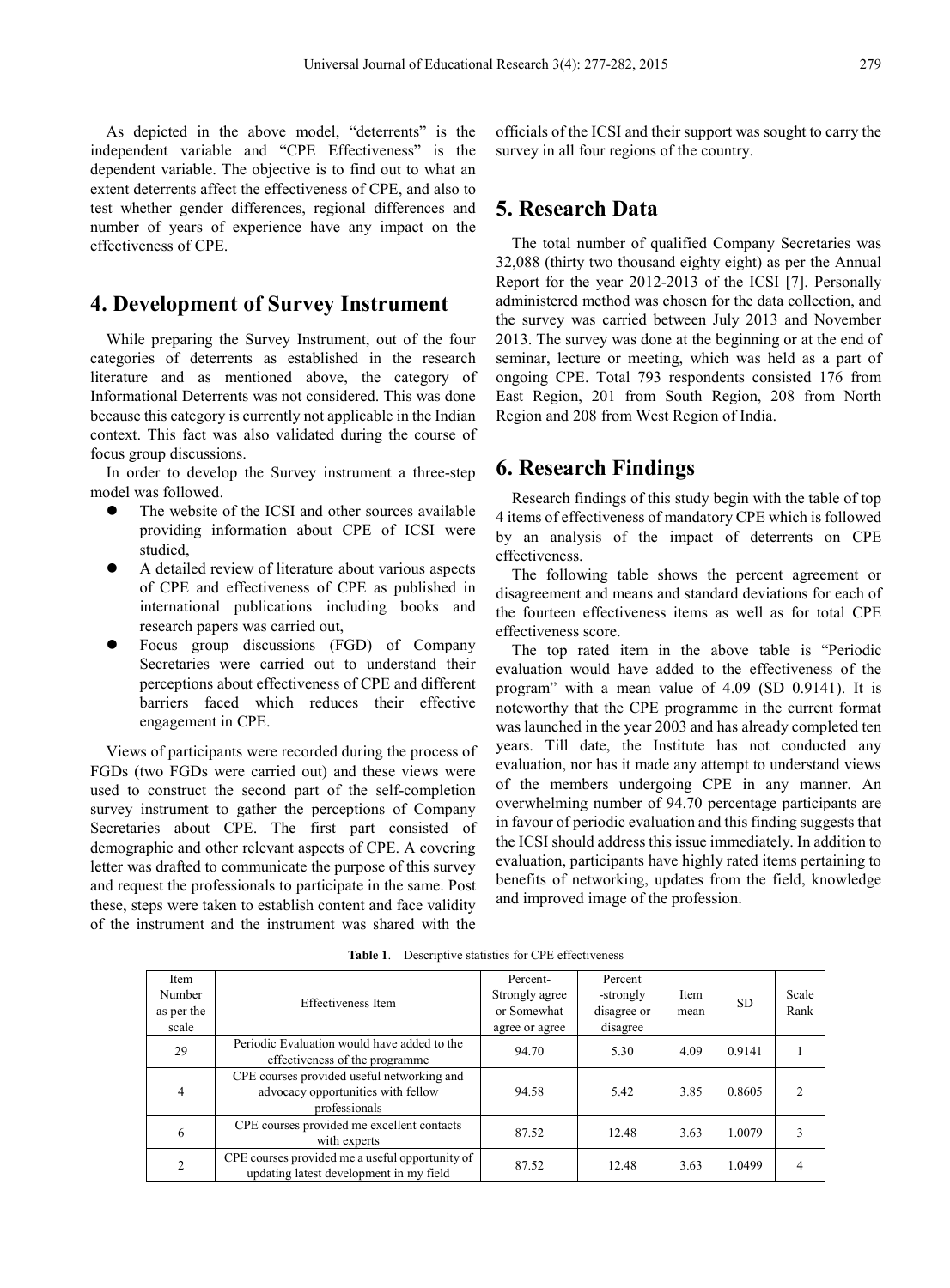As depicted in the above model, "deterrents" is the independent variable and "CPE Effectiveness" is the dependent variable. The objective is to find out to what an extent deterrents affect the effectiveness of CPE, and also to test whether gender differences, regional differences and number of years of experience have any impact on the effectiveness of CPE.

## 4. Development of Survey Instrument

While preparing the Survey Instrument, out of the four categories of deterrents as established in the research literature and as mentioned above, the category of Informational Deterrents was not considered. This was done because this category is currently not applicable in the Indian context. This fact was also validated during the course of focus group discussions.

In order to develop the Survey instrument a three-step model was followed.

- The website of the ICSI and other sources available providing information about CPE of ICSI were studied,
- A detailed review of literature about various aspects of CPE and effectiveness of CPE as published in international publications including books and research papers was carried out,
- Focus group discussions (FGD) of Company Secretaries were carried out to understand their perceptions about effectiveness of CPE and different barriers faced which reduces their effective engagement in CPE.

Views of participants were recorded during the process of FGDs (two FGDs were carried out) and these views were used to construct the second part of the self-completion survey instrument to gather the perceptions of Company Secretaries about CPE. The first part consisted of demographic and other relevant aspects of CPE. A covering letter was drafted to communicate the purpose of this survey and request the professionals to participate in the same. Post these, steps were taken to establish content and face validity of the instrument and the instrument was shared with the officials of the ICSI and their support was sought to carry the survey in all four regions of the country.

## 5. Research Data

The total number of qualified Company Secretaries was 32,088 (thirty two thousand eighty eight) as per the Annual Report for the year 2012-2013 of the ICSI [7]. Personally administered method was chosen for the data collection, and the survey was carried between July 2013 and November 2013. The survey was done at the beginning or at the end of seminar, lecture or meeting, which was held as a part of ongoing CPE. Total 793 respondents consisted 176 from East Region, 201 from South Region, 208 from North Region and 208 from West Region of India.

## 6. Research Findings

Research findings of this study begin with the table of top 4 items of effectiveness of mandatory CPE which is followed by an analysis of the impact of deterrents on CPE effectiveness.

The following table shows the percent agreement or disagreement and means and standard deviations for each of the fourteen effectiveness items as well as for total CPE effectiveness score.

The top rated item in the above table is "Periodic evaluation would have added to the effectiveness of the program" with a mean value of 4.09 (SD 0.9141). It is noteworthy that the CPE programme in the current format was launched in the year 2003 and has already completed ten years. Till date, the Institute has not conducted any evaluation, nor has it made any attempt to understand views of the members undergoing CPE in any manner. An overwhelming number of 94.70 percentage participants are in favour of periodic evaluation and this finding suggests that the ICSI should address this issue immediately. In addition to evaluation, participants have highly rated items pertaining to benefits of networking, updates from the field, knowledge and improved image of the profession.

**Table 1**. Descriptive statistics for CPE effectiveness

| Item Number as per the scale | Effectiveness Item | Percent-Strongly agree or Somewhat agree or agree | Percent -strongly disagree or disagree | Item mean | SD | Scale Rank |
|---|---|---|---|---|---|---|
| 29 | Periodic Evaluation would have added to the effectiveness of the programme | 94.70 | 5.30 | 4.09 | 0.9141 | 1 |
| 4 | CPE courses provided useful networking and advocacy opportunities with fellow professionals | 94.58 | 5.42 | 3.85 | 0.8605 | 2 |
| 6 | CPE courses provided me excellent contacts with experts | 87.52 | 12.48 | 3.63 | 1.0079 | 3 |
| 2 | CPE courses provided me a useful opportunity of updating latest development in my field | 87.52 | 12.48 | 3.63 | 1.0499 | 4 |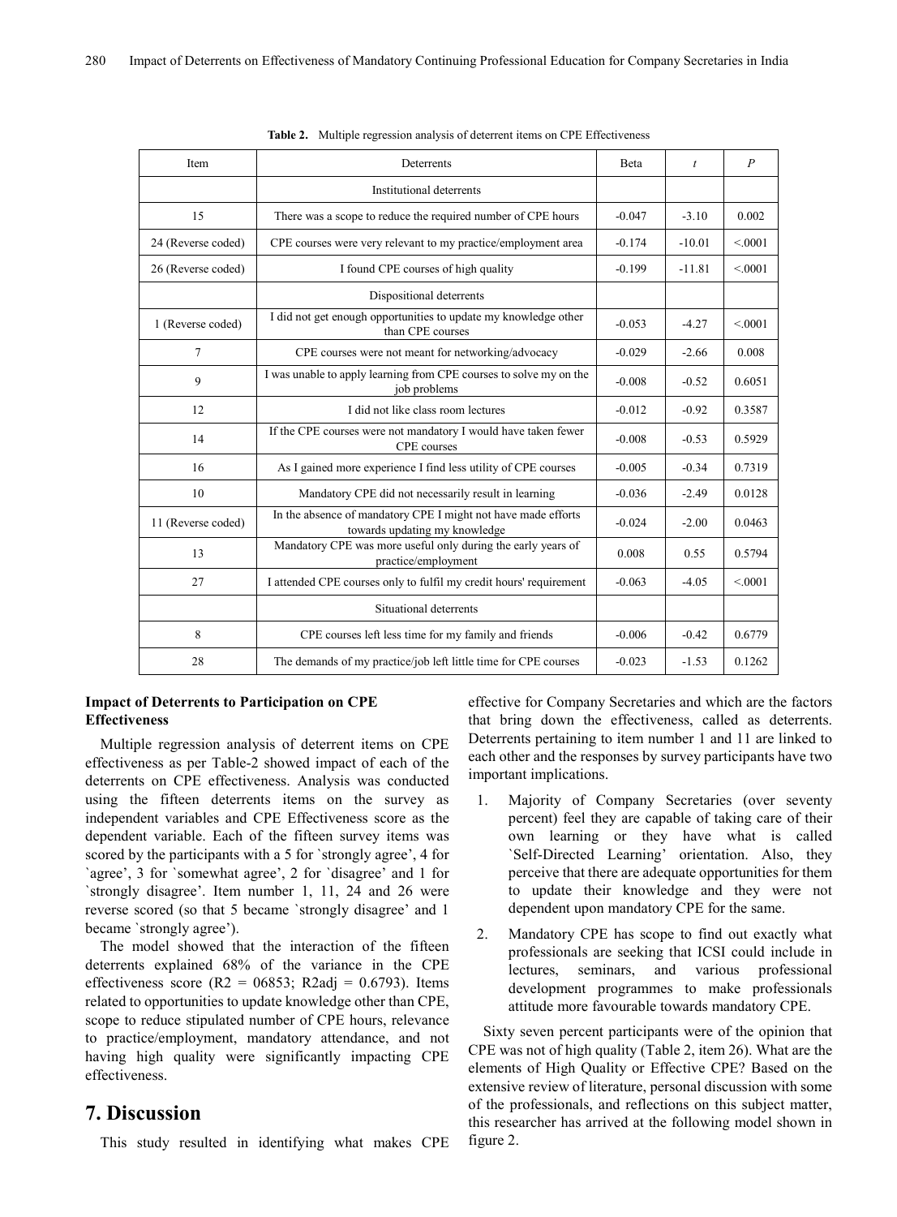**Table 2.** Multiple regression analysis of deterrent items on CPE Effectiveness

| Item | Deterrents | Beta | *t* | *P* |
|---|---|---|---|---|
| | Institutional deterrents | | | |
| 15 | There was a scope to reduce the required number of CPE hours | -0.047 | -3.10 | 0.002 |
| 24 (Reverse coded) | CPE courses were very relevant to my practice/employment area | -0.174 | -10.01 | <.0001 |
| 26 (Reverse coded) | I found CPE courses of high quality | -0.199 | -11.81 | <.0001 |
| | Dispositional deterrents | | | |
| 1 (Reverse coded) | I did not get enough opportunities to update my knowledge other than CPE courses | -0.053 | -4.27 | <.0001 |
| 7 | CPE courses were not meant for networking/advocacy | -0.029 | -2.66 | 0.008 |
| 9 | I was unable to apply learning from CPE courses to solve my on the job problems | -0.008 | -0.52 | 0.6051 |
| 12 | I did not like class room lectures | -0.012 | -0.92 | 0.3587 |
| 14 | If the CPE courses were not mandatory I would have taken fewer CPE courses | -0.008 | -0.53 | 0.5929 |
| 16 | As I gained more experience I find less utility of CPE courses | -0.005 | -0.34 | 0.7319 |
| 10 | Mandatory CPE did not necessarily result in learning | -0.036 | -2.49 | 0.0128 |
| 11 (Reverse coded) | In the absence of mandatory CPE I might not have made efforts towards updating my knowledge | -0.024 | -2.00 | 0.0463 |
| 13 | Mandatory CPE was more useful only during the early years of practice/employment | 0.008 | 0.55 | 0.5794 |
| 27 | I attended CPE courses only to fulfil my credit hours' requirement | -0.063 | -4.05 | <.0001 |
| | Situational deterrents | | | |
| 8 | CPE courses left less time for my family and friends | -0.006 | -0.42 | 0.6779 |
| 28 | The demands of my practice/job left little time for CPE courses | -0.023 | -1.53 | 0.1262 |

**Impact of Deterrents to Participation on CPE Effectiveness**

Multiple regression analysis of deterrent items on CPE effectiveness as per Table-2 showed impact of each of the deterrents on CPE effectiveness. Analysis was conducted using the fifteen deterrents items on the survey as independent variables and CPE Effectiveness score as the dependent variable. Each of the fifteen survey items was scored by the participants with a 5 for `strongly agree', 4 for `agree', 3 for `somewhat agree', 2 for `disagree' and 1 for `strongly disagree'. Item number 1, 11, 24 and 26 were reverse scored (so that 5 became `strongly disagree' and 1 became `strongly agree').

The model showed that the interaction of the fifteen deterrents explained 68% of the variance in the CPE effectiveness score (R2 = 06853; R2adj = 0.6793). Items related to opportunities to update knowledge other than CPE, scope to reduce stipulated number of CPE hours, relevance to practice/employment, mandatory attendance, and not having high quality were significantly impacting CPE effectiveness.

# 7. Discussion

This study resulted in identifying what makes CPE effective for Company Secretaries and which are the factors that bring down the effectiveness, called as deterrents. Deterrents pertaining to item number 1 and 11 are linked to each other and the responses by survey participants have two important implications.

1. Majority of Company Secretaries (over seventy percent) feel they are capable of taking care of their own learning or they have what is called `Self-Directed Learning' orientation. Also, they perceive that there are adequate opportunities for them to update their knowledge and they were not dependent upon mandatory CPE for the same.
2. Mandatory CPE has scope to find out exactly what professionals are seeking that ICSI could include in lectures, seminars, and various professional development programmes to make professionals attitude more favourable towards mandatory CPE.

Sixty seven percent participants were of the opinion that CPE was not of high quality (Table 2, item 26). What are the elements of High Quality or Effective CPE? Based on the extensive review of literature, personal discussion with some of the professionals, and reflections on this subject matter, this researcher has arrived at the following model shown in figure 2.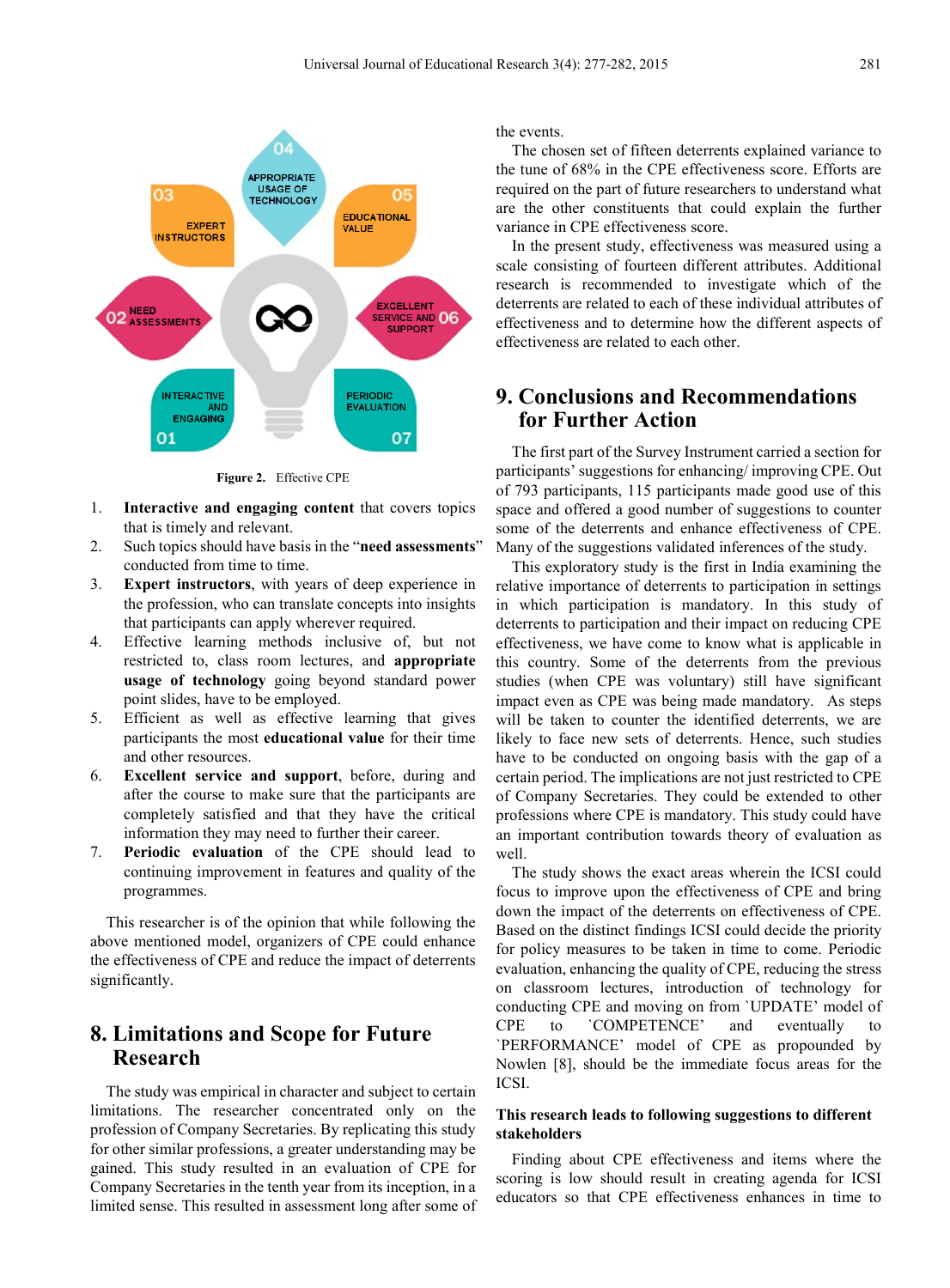Figure 2. Effective CPE

1. **Interactive and engaging content** that covers topics that is timely and relevant.
2. Such topics should have basis in the "**need assessments**" conducted from time to time.
3. **Expert instructors**, with years of deep experience in the profession, who can translate concepts into insights that participants can apply wherever required.
4. Effective learning methods inclusive of, but not restricted to, class room lectures, and **appropriate usage of technology** going beyond standard power point slides, have to be employed.
5. Efficient as well as effective learning that gives participants the most **educational value** for their time and other resources.
6. **Excellent service and support**, before, during and after the course to make sure that the participants are completely satisfied and that they have the critical information they may need to further their career.
7. **Periodic evaluation** of the CPE should lead to continuing improvement in features and quality of the programmes.

This researcher is of the opinion that while following the above mentioned model, organizers of CPE could enhance the effectiveness of CPE and reduce the impact of deterrents significantly.

## 8. Limitations and Scope for Future Research

The study was empirical in character and subject to certain limitations. The researcher concentrated only on the profession of Company Secretaries. By replicating this study for other similar professions, a greater understanding may be gained. This study resulted in an evaluation of CPE for Company Secretaries in the tenth year from its inception, in a limited sense. This resulted in assessment long after some of the events.

The chosen set of fifteen deterrents explained variance to the tune of 68% in the CPE effectiveness score. Efforts are required on the part of future researchers to understand what are the other constituents that could explain the further variance in CPE effectiveness score.

In the present study, effectiveness was measured using a scale consisting of fourteen different attributes. Additional research is recommended to investigate which of the deterrents are related to each of these individual attributes of effectiveness and to determine how the different aspects of effectiveness are related to each other.

## 9. Conclusions and Recommendations for Further Action

The first part of the Survey Instrument carried a section for participants' suggestions for enhancing/ improving CPE. Out of 793 participants, 115 participants made good use of this space and offered a good number of suggestions to counter some of the deterrents and enhance effectiveness of CPE. Many of the suggestions validated inferences of the study.

This exploratory study is the first in India examining the relative importance of deterrents to participation in settings in which participation is mandatory. In this study of deterrents to participation and their impact on reducing CPE effectiveness, we have come to know what is applicable in this country. Some of the deterrents from the previous studies (when CPE was voluntary) still have significant impact even as CPE was being made mandatory. As steps will be taken to counter the identified deterrents, we are likely to face new sets of deterrents. Hence, such studies have to be conducted on ongoing basis with the gap of a certain period. The implications are not just restricted to CPE of Company Secretaries. They could be extended to other professions where CPE is mandatory. This study could have an important contribution towards theory of evaluation as well.

The study shows the exact areas wherein the ICSI could focus to improve upon the effectiveness of CPE and bring down the impact of the deterrents on effectiveness of CPE. Based on the distinct findings ICSI could decide the priority for policy measures to be taken in time to come. Periodic evaluation, enhancing the quality of CPE, reducing the stress on classroom lectures, introduction of technology for conducting CPE and moving on from `UPDATE' model of CPE to `COMPETENCE' and eventually to `PERFORMANCE' model of CPE as propounded by Nowlen [8], should be the immediate focus areas for the ICSI.

**This research leads to following suggestions to different stakeholders**

Finding about CPE effectiveness and items where the scoring is low should result in creating agenda for ICSI educators so that CPE effectiveness enhances in time to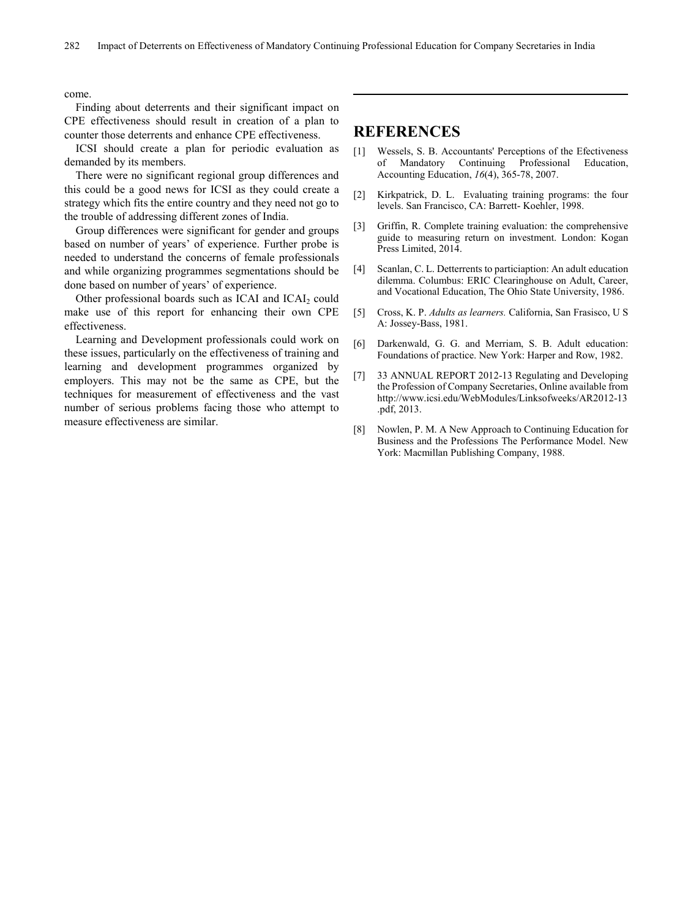come.

Finding about deterrents and their significant impact on CPE effectiveness should result in creation of a plan to counter those deterrents and enhance CPE effectiveness.

ICSI should create a plan for periodic evaluation as demanded by its members.

There were no significant regional group differences and this could be a good news for ICSI as they could create a strategy which fits the entire country and they need not go to the trouble of addressing different zones of India.

Group differences were significant for gender and groups based on number of years' of experience. Further probe is needed to understand the concerns of female professionals and while organizing programmes segmentations should be done based on number of years' of experience.

Other professional boards such as ICAI and $ICAI_2$ could make use of this report for enhancing their own CPE effectiveness.

Learning and Development professionals could work on these issues, particularly on the effectiveness of training and learning and development programmes organized by employers. This may not be the same as CPE, but the techniques for measurement of effectiveness and the vast number of serious problems facing those who attempt to measure effectiveness are similar.

## REFERENCES

[1] Wessels, S. B. Accountants' Perceptions of the Efectiveness of Mandatory Continuing Professional Education, Accounting Education, *16*(4), 365-78, 2007.

[2] Kirkpatrick, D. L. Evaluating training programs: the four levels. San Francisco, CA: Barrett- Koehler, 1998.

[3] Griffin, R. Complete training evaluation: the comprehensive guide to measuring return on investment. London: Kogan Press Limited, 2014.

[4] Scanlan, C. L. Detterrents to particiaption: An adult education dilemma. Columbus: ERIC Clearinghouse on Adult, Career, and Vocational Education, The Ohio State University, 1986.

[5] Cross, K. P. *Adults as learners.* California, San Frasisco, U S A: Jossey-Bass, 1981.

[6] Darkenwald, G. G. and Merriam, S. B. Adult education: Foundations of practice. New York: Harper and Row, 1982.

[7] 33 ANNUAL REPORT 2012-13 Regulating and Developing the Profession of Company Secretaries, Online available from http://www.icsi.edu/WebModules/Linksofweeks/AR2012-13.pdf, 2013.

[8] Nowlen, P. M. A New Approach to Continuing Education for Business and the Professions The Performance Model. New York: Macmillan Publishing Company, 1988.